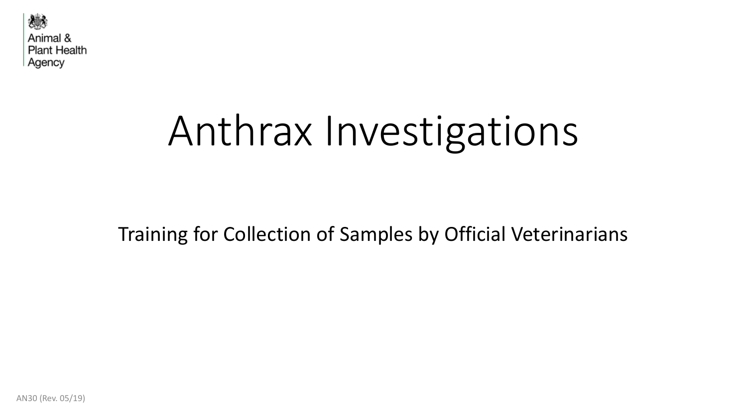Animal & Plant Health Agency

# Anthrax Investigations

Training for Collection of Samples by Official Veterinarians

AN30 (Rev. 05/19)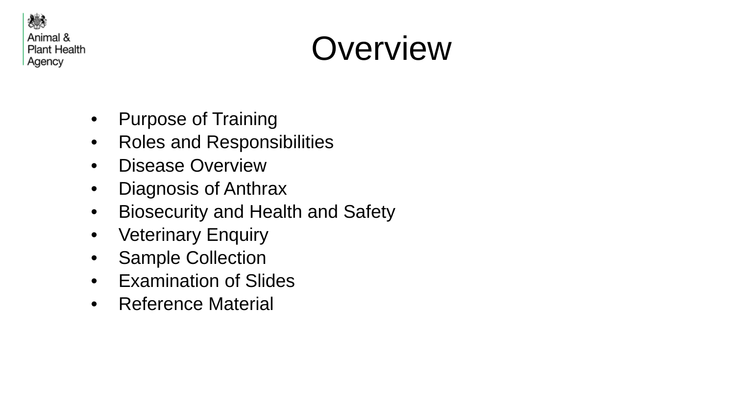# Overview

- Purpose of Training
- Roles and Responsibilities
- Disease Overview
- Diagnosis of Anthrax
- Biosecurity and Health and Safety
- Veterinary Enquiry
- Sample Collection
- Examination of Slides
- Reference Material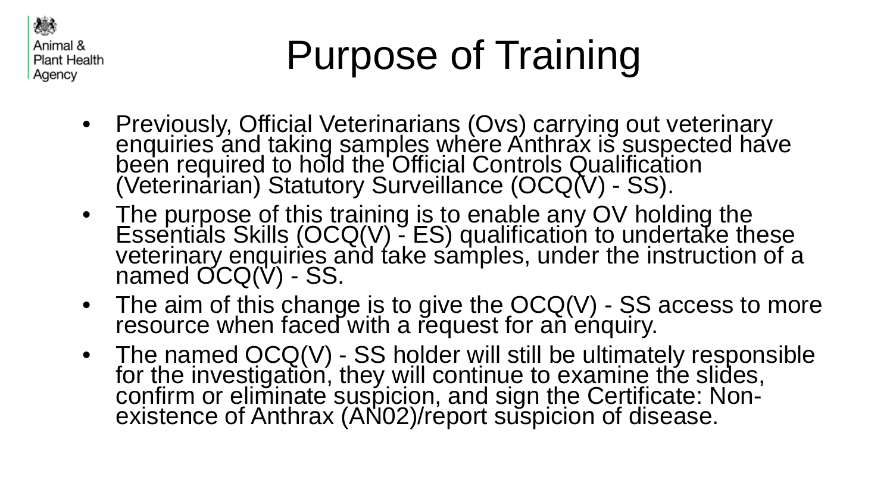# Purpose of Training

- Previously, Official Veterinarians (Ovs) carrying out veterinary enquiries and taking samples where Anthrax is suspected have been required to hold the Official Controls Qualification (Veterinarian) Statutory Surveillance (OCQ(V) - SS).
- The purpose of this training is to enable any OV holding the Essentials Skills (OCQ(V) - ES) qualification to undertake these veterinary enquiries and take samples, under the instruction of a named OCQ(V) - SS.
- The aim of this change is to give the OCQ(V) - SS access to more resource when faced with a request for an enquiry.
- The named OCQ(V) - SS holder will still be ultimately responsible for the investigation, they will continue to examine the slides, confirm or eliminate suspicion, and sign the Certificate: Non-existence of Anthrax (AN02)/report suspicion of disease.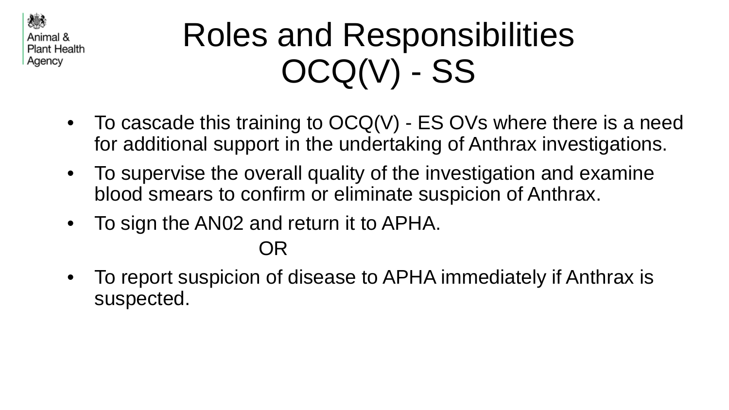# Roles and Responsibilities OCQ(V) - SS

- To cascade this training to OCQ(V) - ES OVs where there is a need for additional support in the undertaking of Anthrax investigations.
- To supervise the overall quality of the investigation and examine blood smears to confirm or eliminate suspicion of Anthrax.
- To sign the AN02 and return it to APHA.

OR

- To report suspicion of disease to APHA immediately if Anthrax is suspected.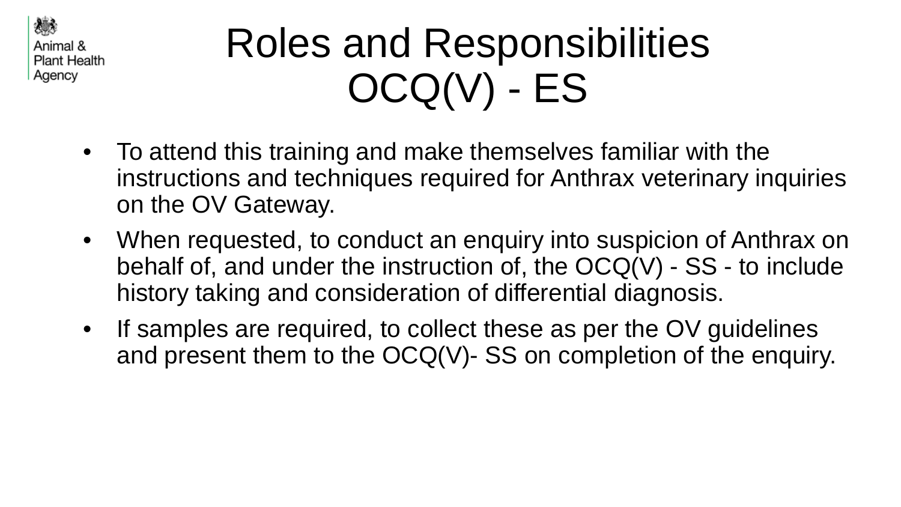# Roles and Responsibilities OCQ(V) - ES

- To attend this training and make themselves familiar with the instructions and techniques required for Anthrax veterinary inquiries on the OV Gateway.
- When requested, to conduct an enquiry into suspicion of Anthrax on behalf of, and under the instruction of, the OCQ(V) - SS - to include history taking and consideration of differential diagnosis.
- If samples are required, to collect these as per the OV guidelines and present them to the OCQ(V)- SS on completion of the enquiry.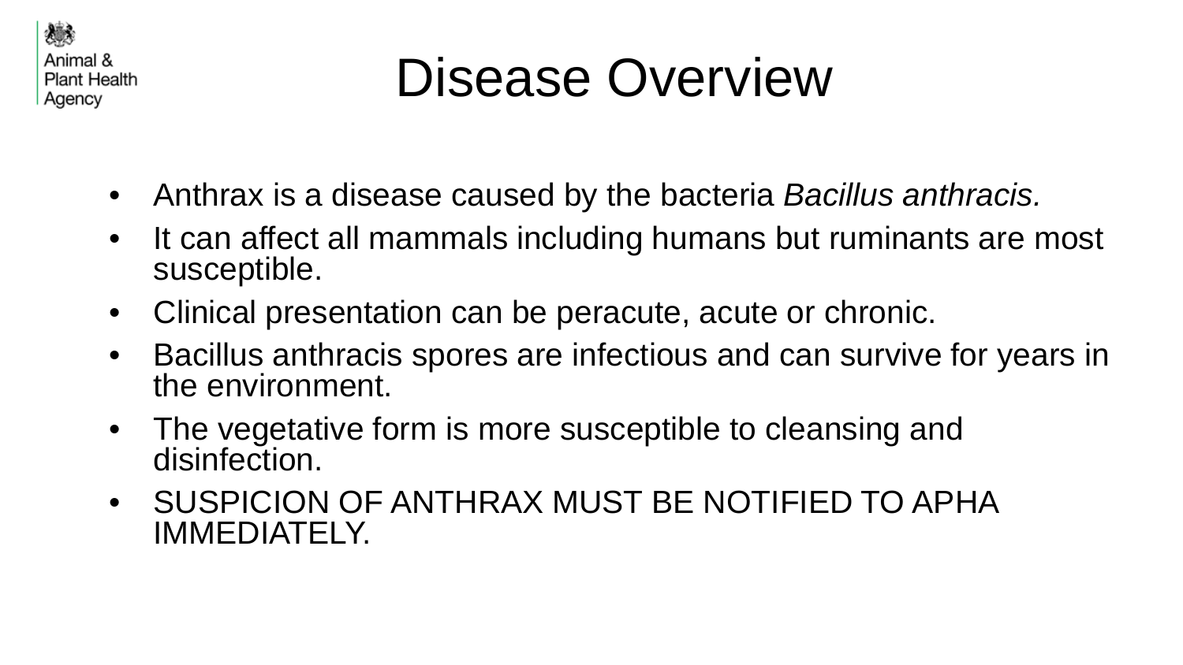# Disease Overview

- Anthrax is a disease caused by the bacteria *Bacillus anthracis.*
- It can affect all mammals including humans but ruminants are most susceptible.
- Clinical presentation can be peracute, acute or chronic.
- Bacillus anthracis spores are infectious and can survive for years in the environment.
- The vegetative form is more susceptible to cleansing and disinfection.
- SUSPICION OF ANTHRAX MUST BE NOTIFIED TO APHA IMMEDIATELY.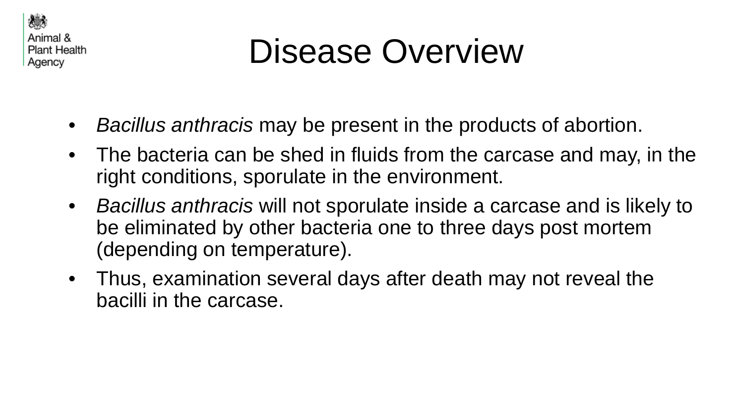# Disease Overview

- *Bacillus anthracis* may be present in the products of abortion.
- The bacteria can be shed in fluids from the carcase and may, in the right conditions, sporulate in the environment.
- *Bacillus anthracis* will not sporulate inside a carcase and is likely to be eliminated by other bacteria one to three days post mortem (depending on temperature).
- Thus, examination several days after death may not reveal the bacilli in the carcase.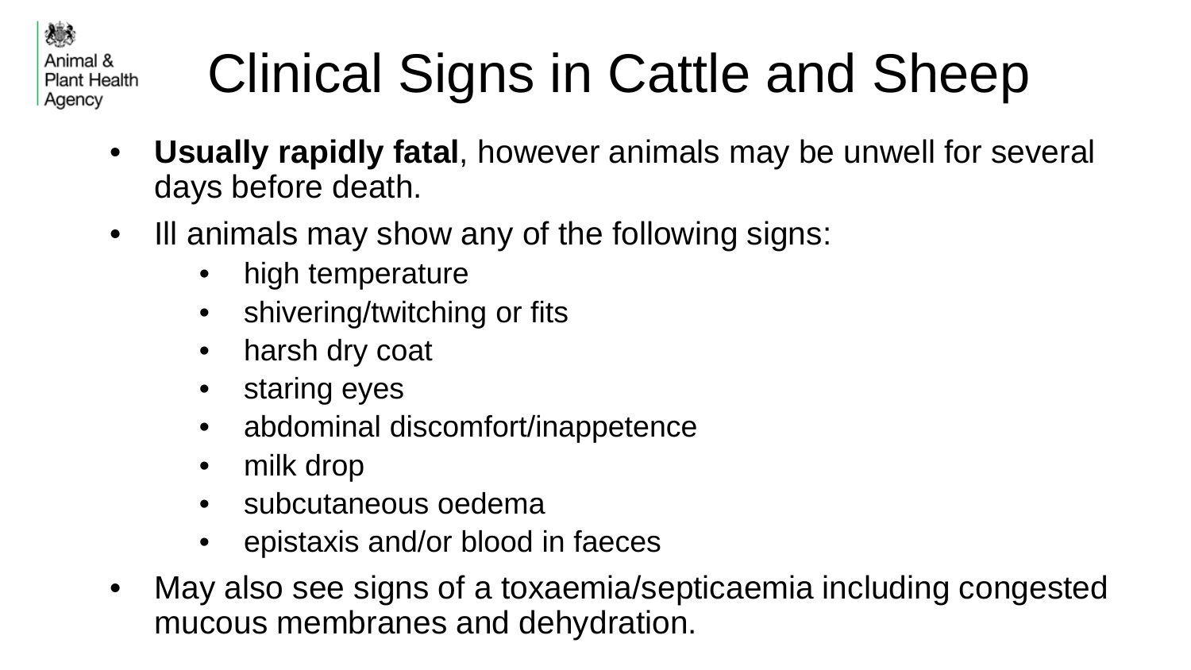# Clinical Signs in Cattle and Sheep

- **Usually rapidly fatal**, however animals may be unwell for several days before death.
- Ill animals may show any of the following signs:
    - high temperature
    - shivering/twitching or fits
    - harsh dry coat
    - staring eyes
    - abdominal discomfort/inappetence
    - milk drop
    - subcutaneous oedema
    - epistaxis and/or blood in faeces
- May also see signs of a toxaemia/septicaemia including congested mucous membranes and dehydration.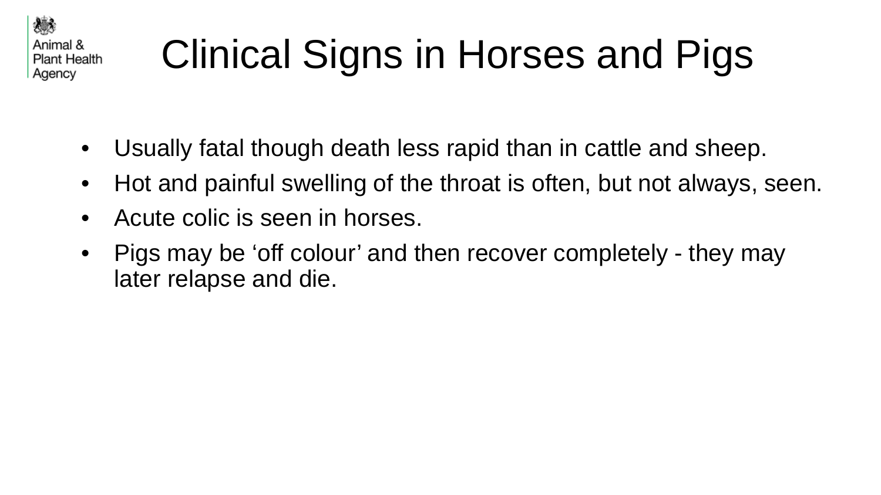# Clinical Signs in Horses and Pigs

- Usually fatal though death less rapid than in cattle and sheep.
- Hot and painful swelling of the throat is often, but not always, seen.
- Acute colic is seen in horses.
- Pigs may be ‘off colour’ and then recover completely - they may later relapse and die.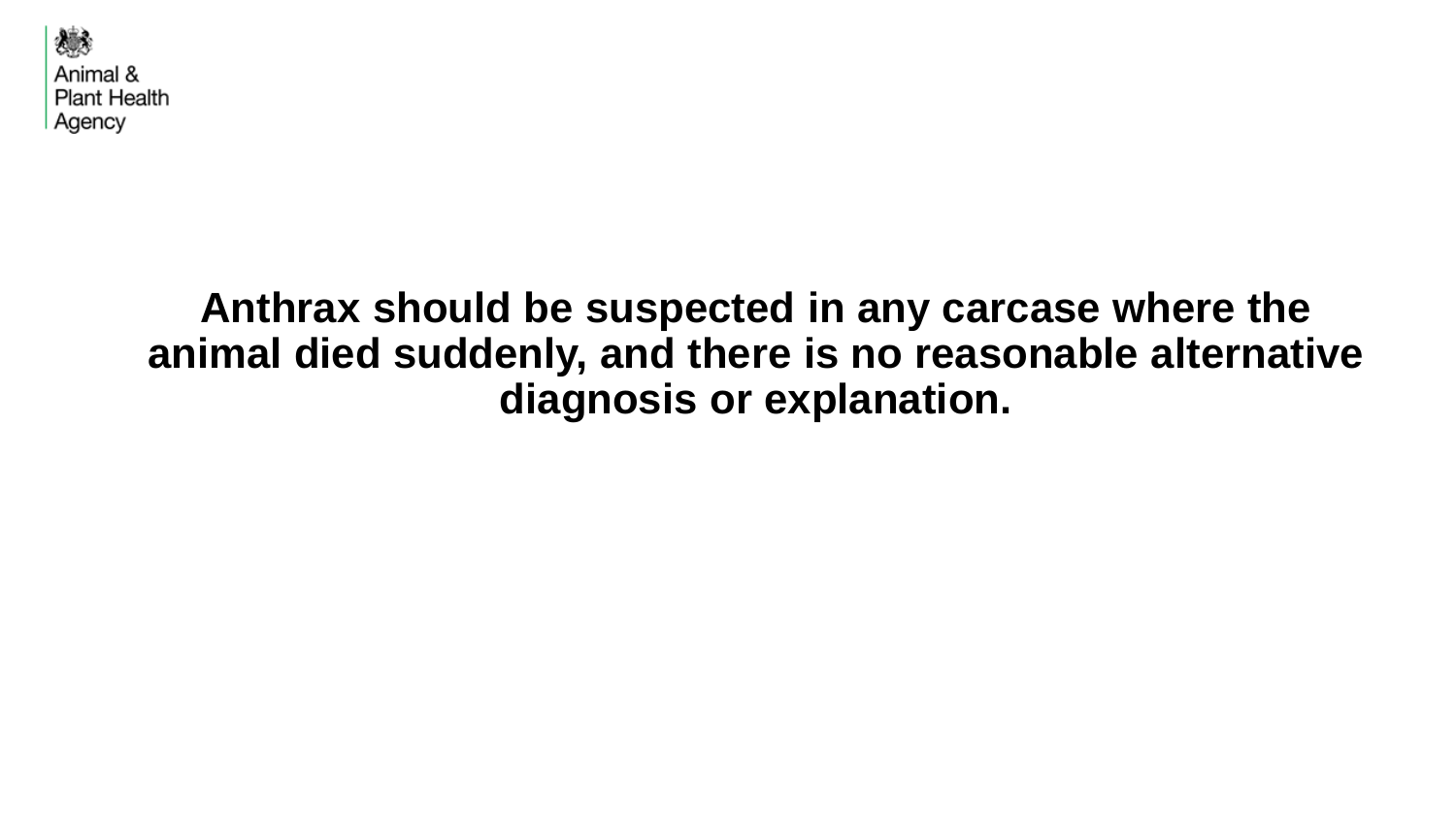**Anthrax should be suspected in any carcase where the animal died suddenly, and there is no reasonable alternative diagnosis or explanation.**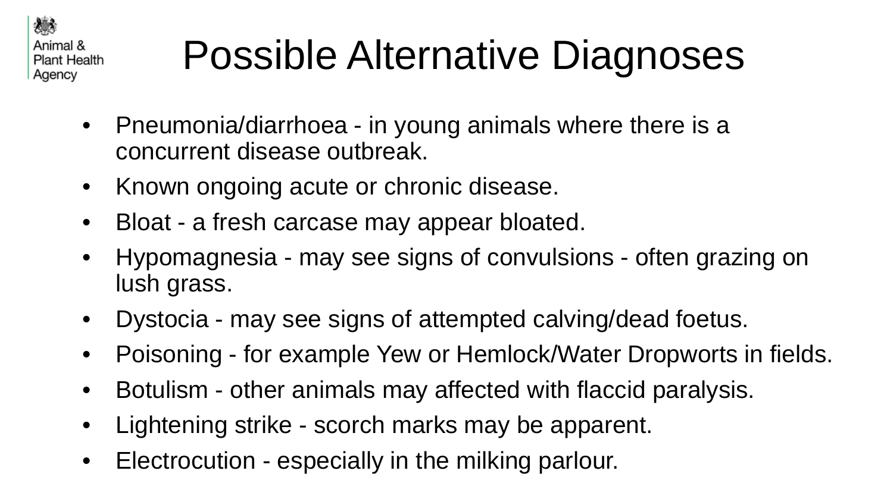# Possible Alternative Diagnoses

- Pneumonia/diarrhoea - in young animals where there is a concurrent disease outbreak.
- Known ongoing acute or chronic disease.
- Bloat - a fresh carcase may appear bloated.
- Hypomagnesia - may see signs of convulsions - often grazing on lush grass.
- Dystocia - may see signs of attempted calving/dead foetus.
- Poisoning - for example Yew or Hemlock/Water Dropworts in fields.
- Botulism - other animals may affected with flaccid paralysis.
- Lightening strike - scorch marks may be apparent.
- Electrocution - especially in the milking parlour.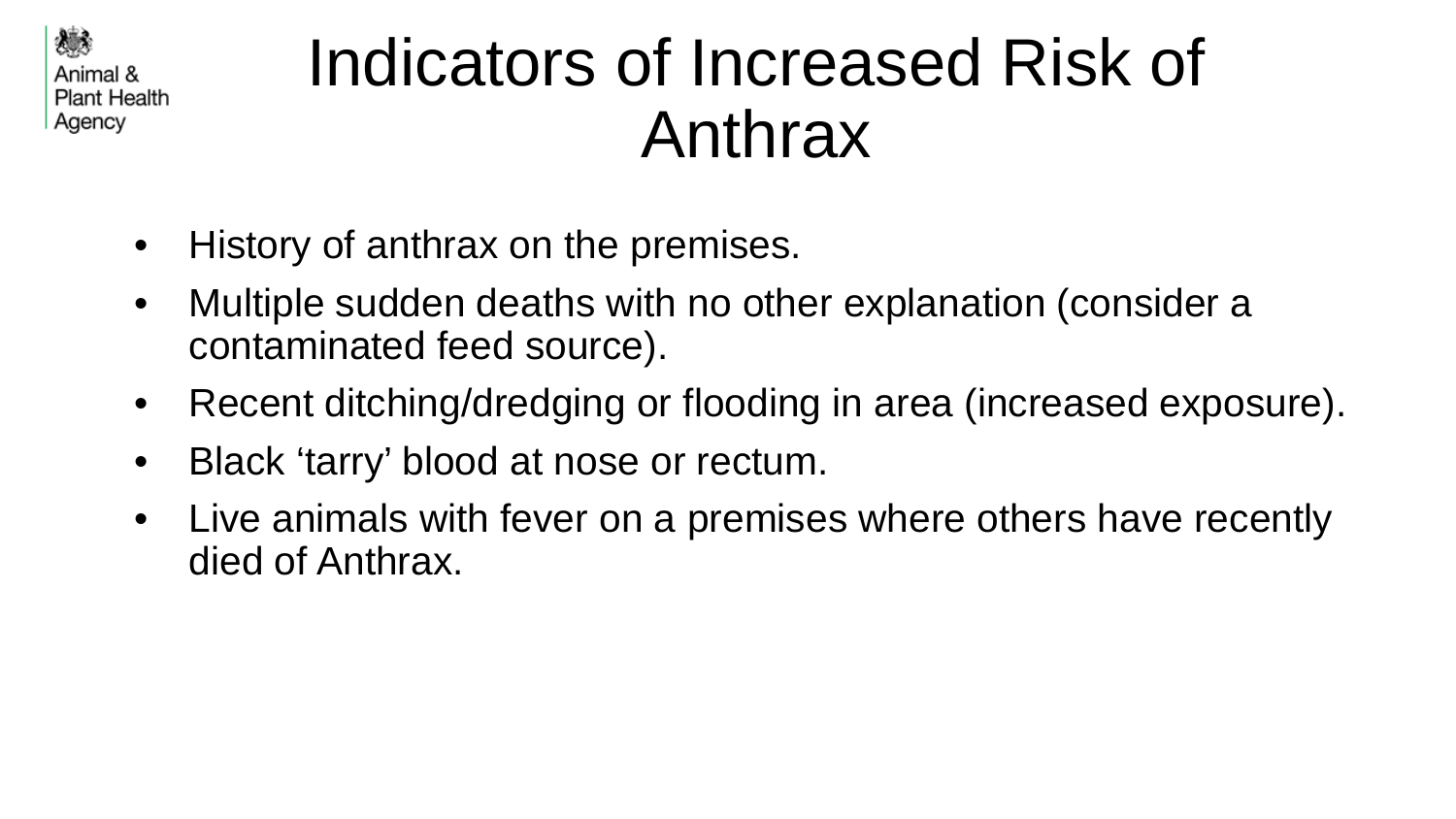# Indicators of Increased Risk of Anthrax

- History of anthrax on the premises.
- Multiple sudden deaths with no other explanation (consider a contaminated feed source).
- Recent ditching/dredging or flooding in area (increased exposure).
- Black ‘tarry’ blood at nose or rectum.
- Live animals with fever on a premises where others have recently died of Anthrax.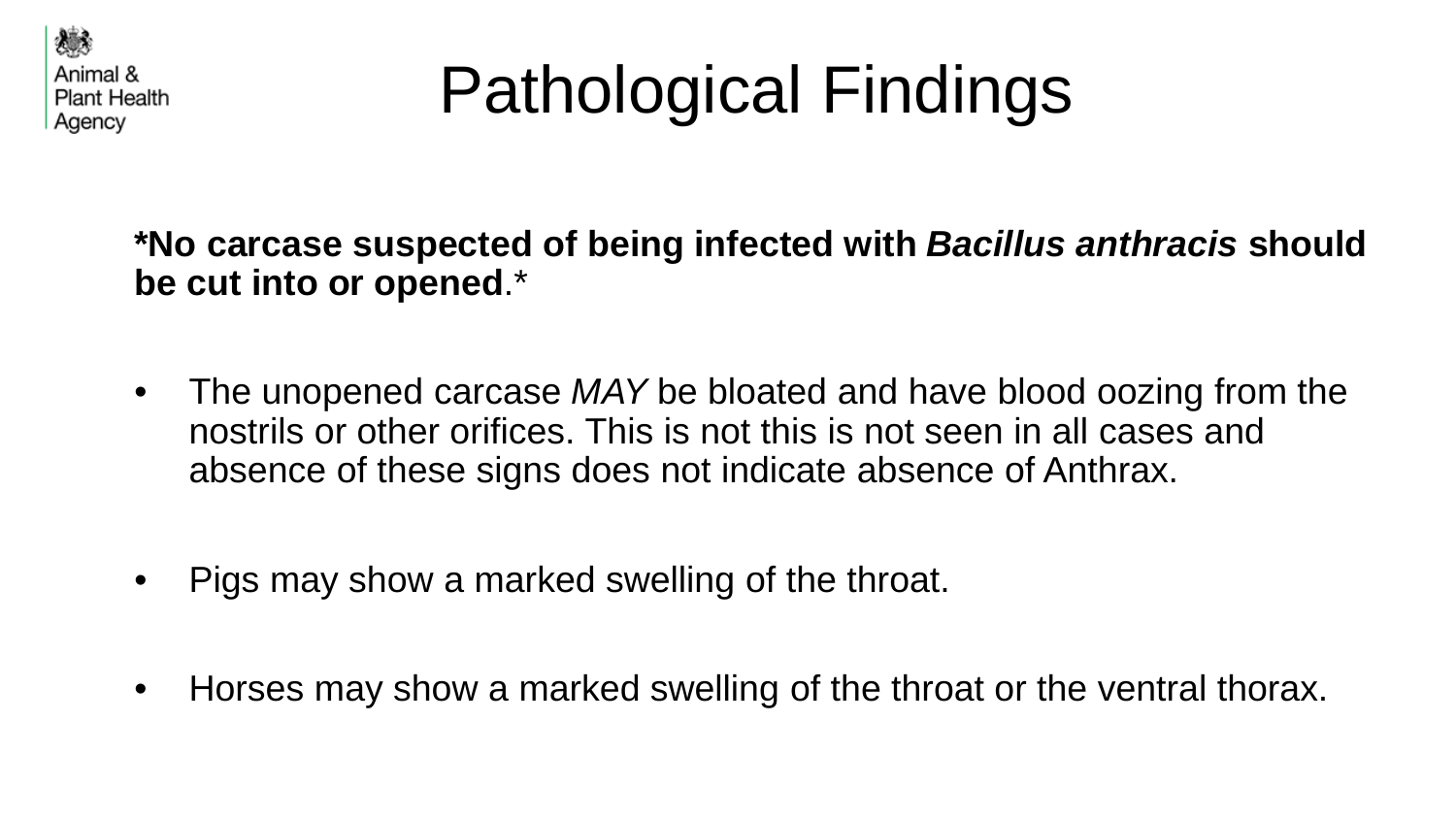# Pathological Findings

***No carcase suspected of being infected with *Bacillus anthracis* should be cut into or opened**.*

- The unopened carcase *MAY* be bloated and have blood oozing from the nostrils or other orifices. This is not this is not seen in all cases and absence of these signs does not indicate absence of Anthrax.
- Pigs may show a marked swelling of the throat.
- Horses may show a marked swelling of the throat or the ventral thorax.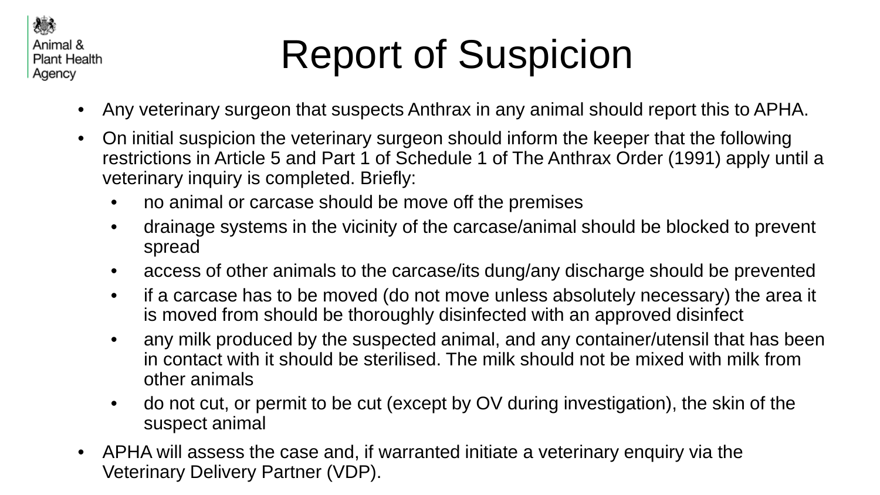# Report of Suspicion

- Any veterinary surgeon that suspects Anthrax in any animal should report this to APHA.
- On initial suspicion the veterinary surgeon should inform the keeper that the following restrictions in Article 5 and Part 1 of Schedule 1 of The Anthrax Order (1991) apply until a veterinary inquiry is completed. Briefly:
  - no animal or carcase should be move off the premises
  - drainage systems in the vicinity of the carcase/animal should be blocked to prevent spread
  - access of other animals to the carcase/its dung/any discharge should be prevented
  - if a carcase has to be moved (do not move unless absolutely necessary) the area it is moved from should be thoroughly disinfected with an approved disinfect
  - any milk produced by the suspected animal, and any container/utensil that has been in contact with it should be sterilised. The milk should not be mixed with milk from other animals
  - do not cut, or permit to be cut (except by OV during investigation), the skin of the suspect animal
- APHA will assess the case and, if warranted initiate a veterinary enquiry via the Veterinary Delivery Partner (VDP).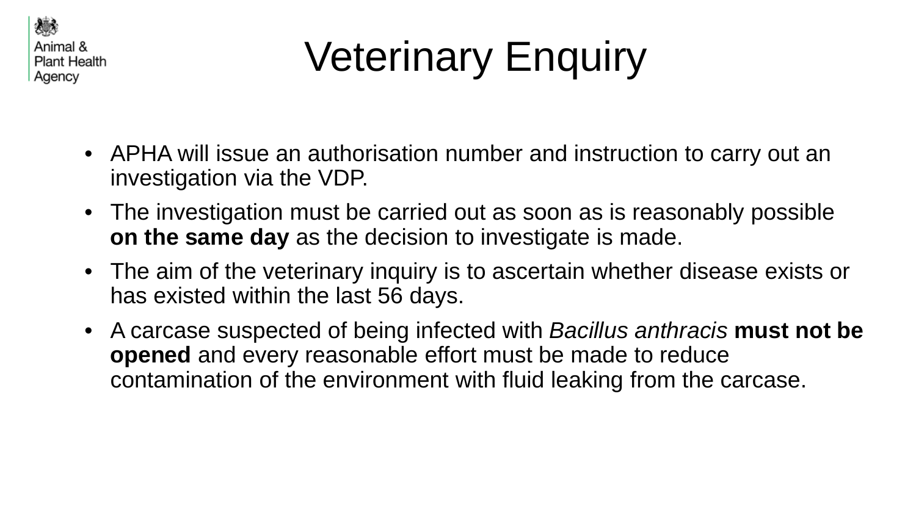# Veterinary Enquiry

- APHA will issue an authorisation number and instruction to carry out an investigation via the VDP.
- The investigation must be carried out as soon as is reasonably possible **on the same day** as the decision to investigate is made.
- The aim of the veterinary inquiry is to ascertain whether disease exists or has existed within the last 56 days.
- A carcase suspected of being infected with *Bacillus anthracis* **must not be opened** and every reasonable effort must be made to reduce contamination of the environment with fluid leaking from the carcase.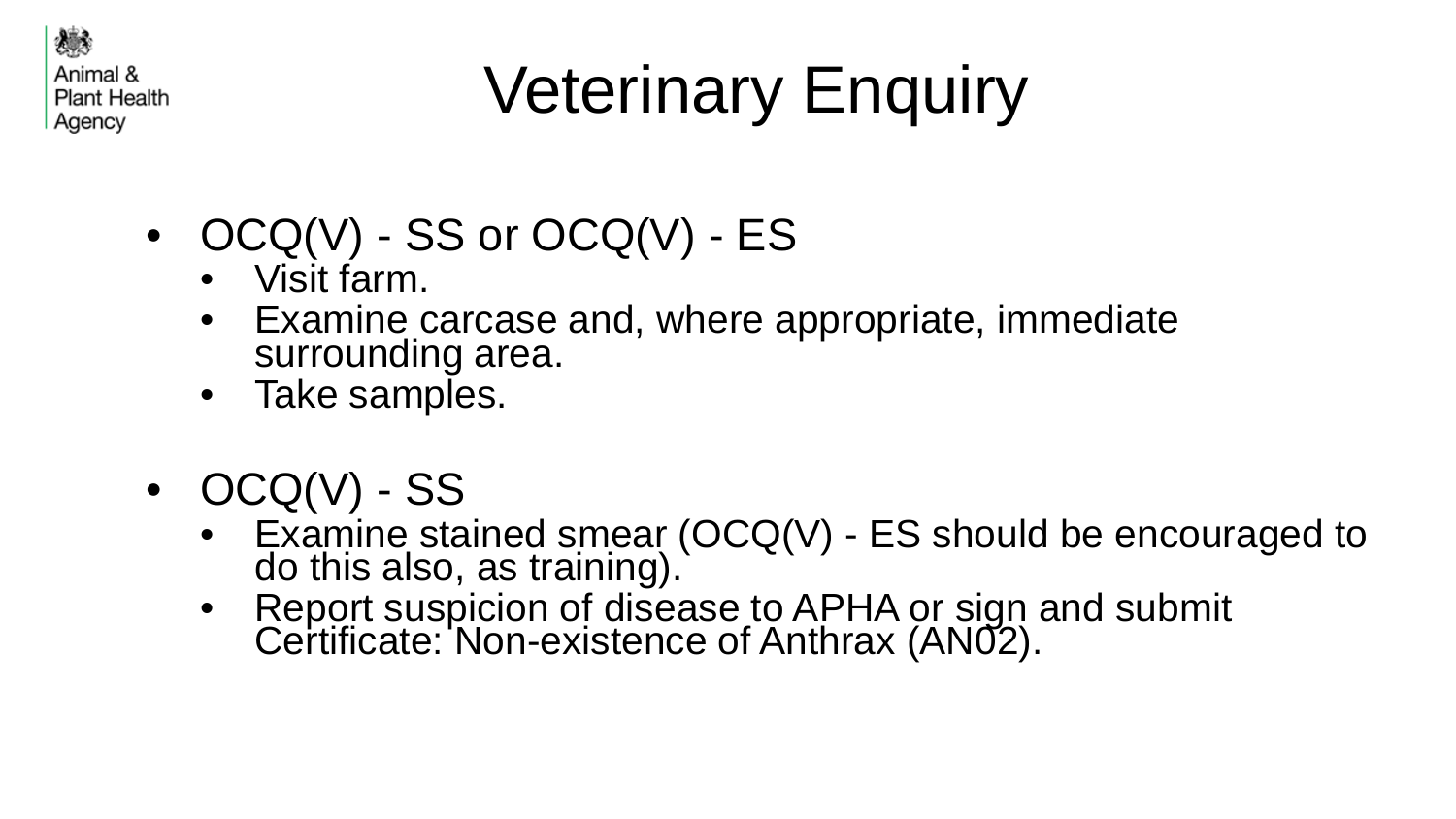# Veterinary Enquiry

- OCQ(V) - SS or OCQ(V) - ES
  - Visit farm.
  - Examine carcase and, where appropriate, immediate surrounding area.
  - Take samples.

- OCQ(V) - SS
  - Examine stained smear (OCQ(V) - ES should be encouraged to do this also, as training).
  - Report suspicion of disease to APHA or sign and submit Certificate: Non-existence of Anthrax (AN02).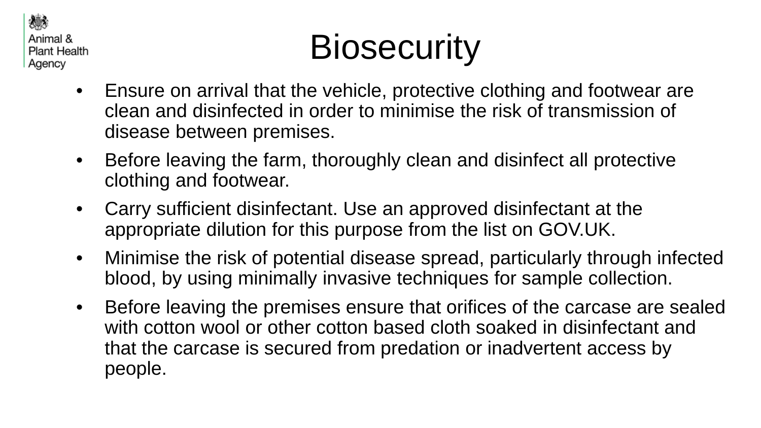# Biosecurity

- Ensure on arrival that the vehicle, protective clothing and footwear are clean and disinfected in order to minimise the risk of transmission of disease between premises.
- Before leaving the farm, thoroughly clean and disinfect all protective clothing and footwear.
- Carry sufficient disinfectant. Use an approved disinfectant at the appropriate dilution for this purpose from the list on GOV.UK.
- Minimise the risk of potential disease spread, particularly through infected blood, by using minimally invasive techniques for sample collection.
- Before leaving the premises ensure that orifices of the carcase are sealed with cotton wool or other cotton based cloth soaked in disinfectant and that the carcase is secured from predation or inadvertent access by people.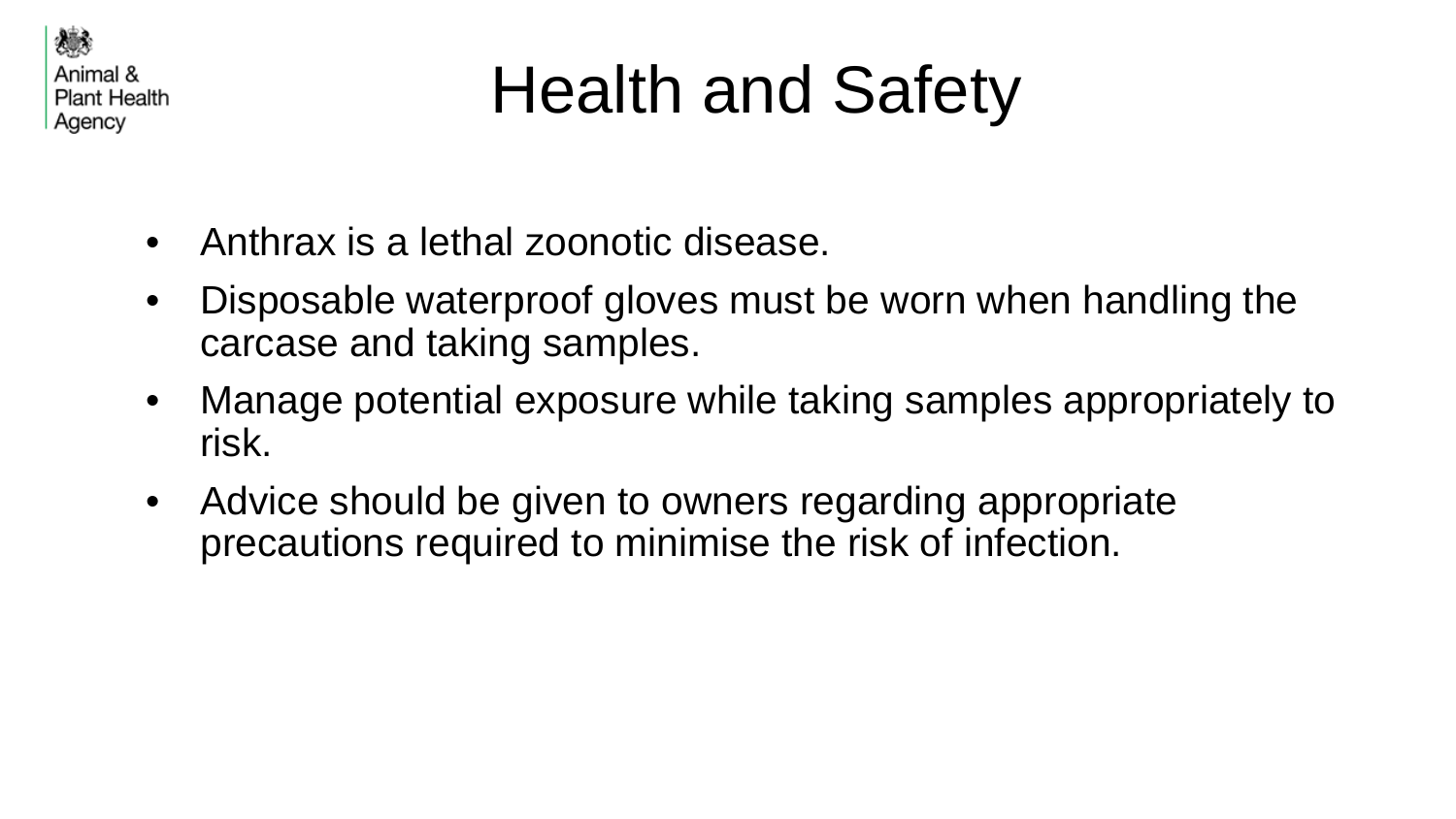# Health and Safety

- Anthrax is a lethal zoonotic disease.
- Disposable waterproof gloves must be worn when handling the carcase and taking samples.
- Manage potential exposure while taking samples appropriately to risk.
- Advice should be given to owners regarding appropriate precautions required to minimise the risk of infection.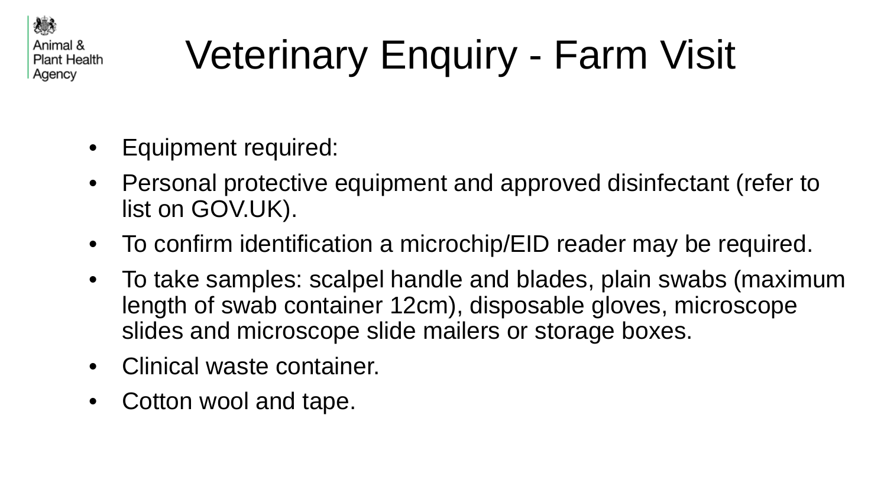# Veterinary Enquiry - Farm Visit

- Equipment required:
- Personal protective equipment and approved disinfectant (refer to list on GOV.UK).
- To confirm identification a microchip/EID reader may be required.
- To take samples: scalpel handle and blades, plain swabs (maximum length of swab container 12cm), disposable gloves, microscope slides and microscope slide mailers or storage boxes.
- Clinical waste container.
- Cotton wool and tape.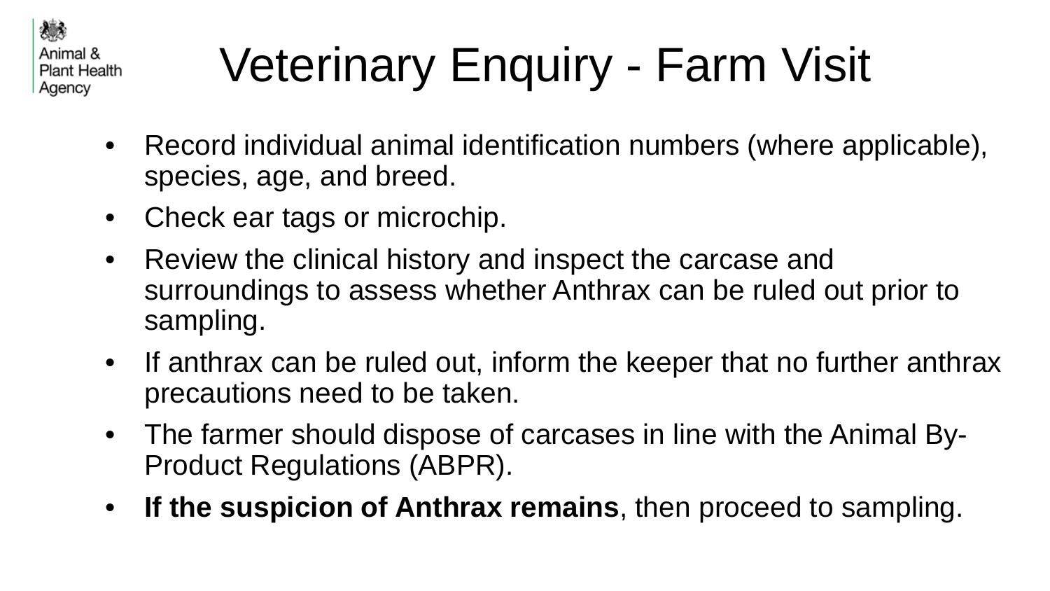# Veterinary Enquiry - Farm Visit

- Record individual animal identification numbers (where applicable), species, age, and breed.
- Check ear tags or microchip.
- Review the clinical history and inspect the carcase and surroundings to assess whether Anthrax can be ruled out prior to sampling.
- If anthrax can be ruled out, inform the keeper that no further anthrax precautions need to be taken.
- The farmer should dispose of carcases in line with the Animal By-Product Regulations (ABPR).
- **If the suspicion of Anthrax remains**, then proceed to sampling.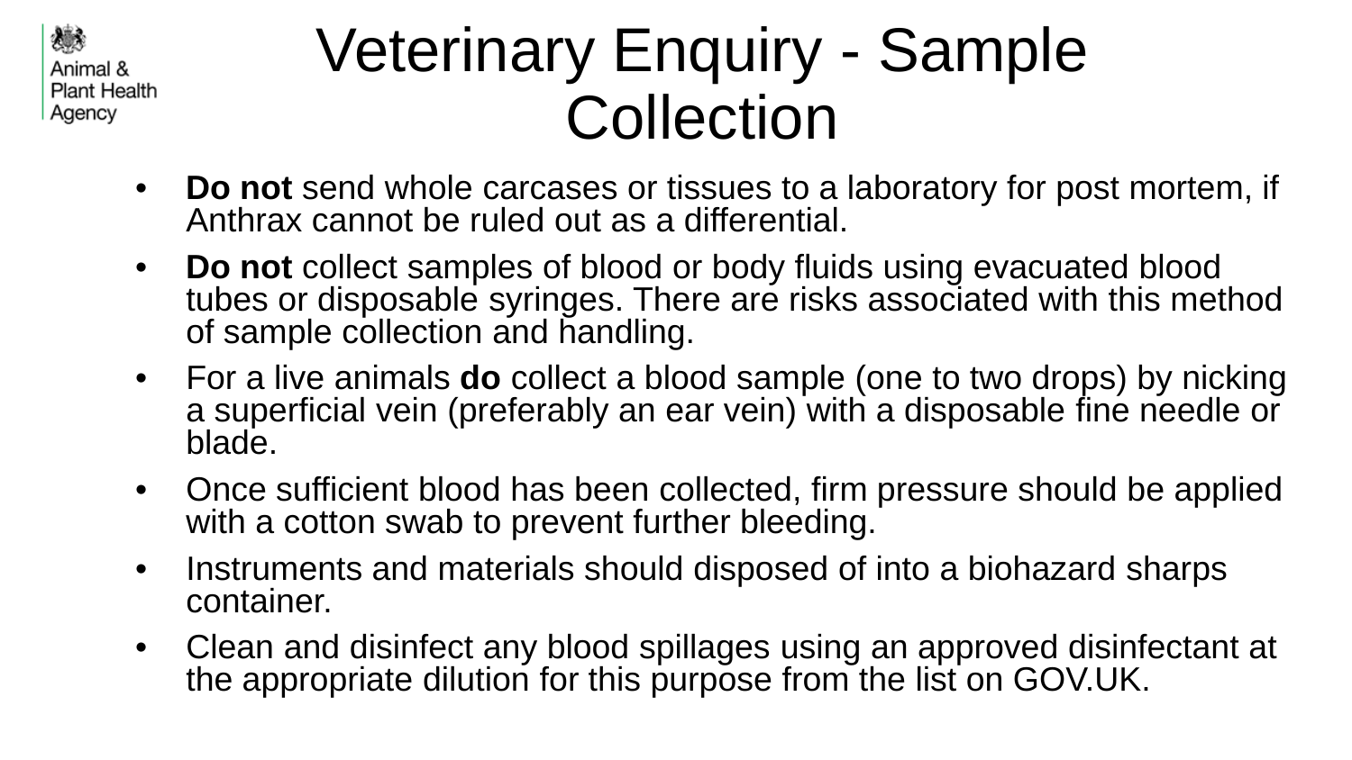# Veterinary Enquiry - Sample Collection

- **Do not** send whole carcases or tissues to a laboratory for post mortem, if Anthrax cannot be ruled out as a differential.
- **Do not** collect samples of blood or body fluids using evacuated blood tubes or disposable syringes. There are risks associated with this method of sample collection and handling.
- For a live animals **do** collect a blood sample (one to two drops) by nicking a superficial vein (preferably an ear vein) with a disposable fine needle or blade.
- Once sufficient blood has been collected, firm pressure should be applied with a cotton swab to prevent further bleeding.
- Instruments and materials should disposed of into a biohazard sharps container.
- Clean and disinfect any blood spillages using an approved disinfectant at the appropriate dilution for this purpose from the list on GOV.UK.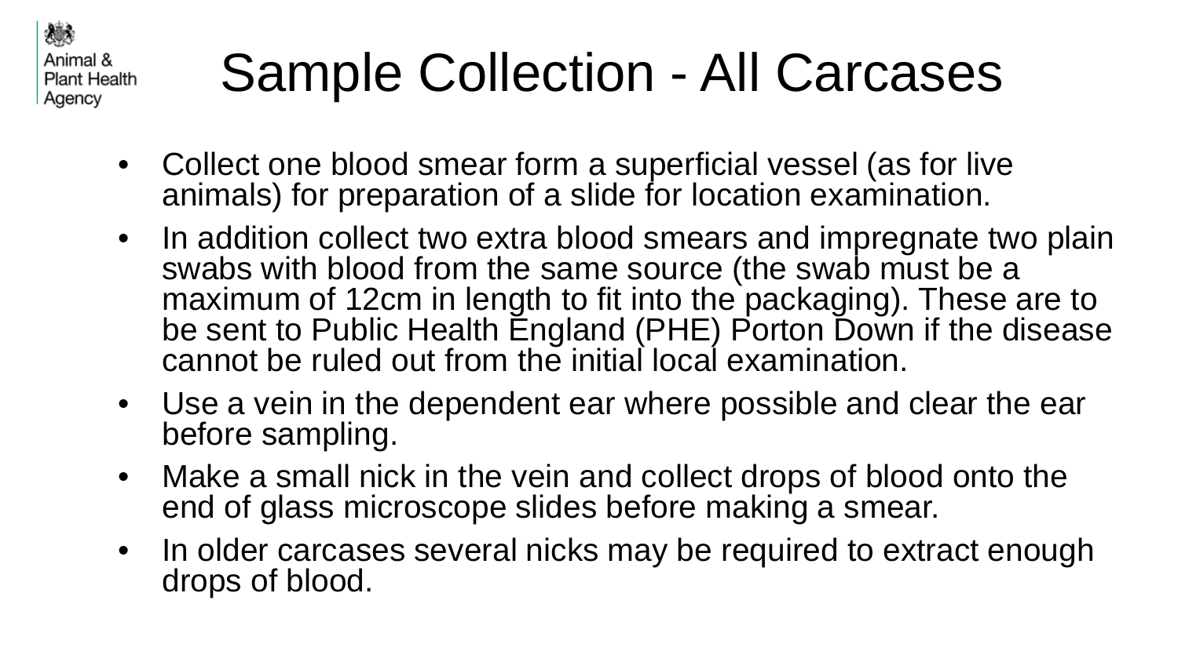# Sample Collection - All Carcases

- Collect one blood smear form a superficial vessel (as for live animals) for preparation of a slide for location examination.
- In addition collect two extra blood smears and impregnate two plain swabs with blood from the same source (the swab must be a maximum of 12cm in length to fit into the packaging). These are to be sent to Public Health England (PHE) Porton Down if the disease cannot be ruled out from the initial local examination.
- Use a vein in the dependent ear where possible and clear the ear before sampling.
- Make a small nick in the vein and collect drops of blood onto the end of glass microscope slides before making a smear.
- In older carcases several nicks may be required to extract enough drops of blood.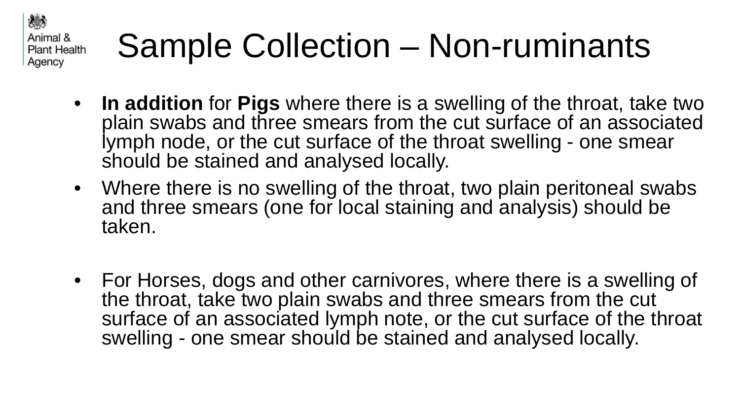# Sample Collection – Non-ruminants

- **In addition** for **Pigs** where there is a swelling of the throat, take two plain swabs and three smears from the cut surface of an associated lymph node, or the cut surface of the throat swelling - one smear should be stained and analysed locally.
- Where there is no swelling of the throat, two plain peritoneal swabs and three smears (one for local staining and analysis) should be taken.

- For Horses, dogs and other carnivores, where there is a swelling of the throat, take two plain swabs and three smears from the cut surface of an associated lymph note, or the cut surface of the throat swelling - one smear should be stained and analysed locally.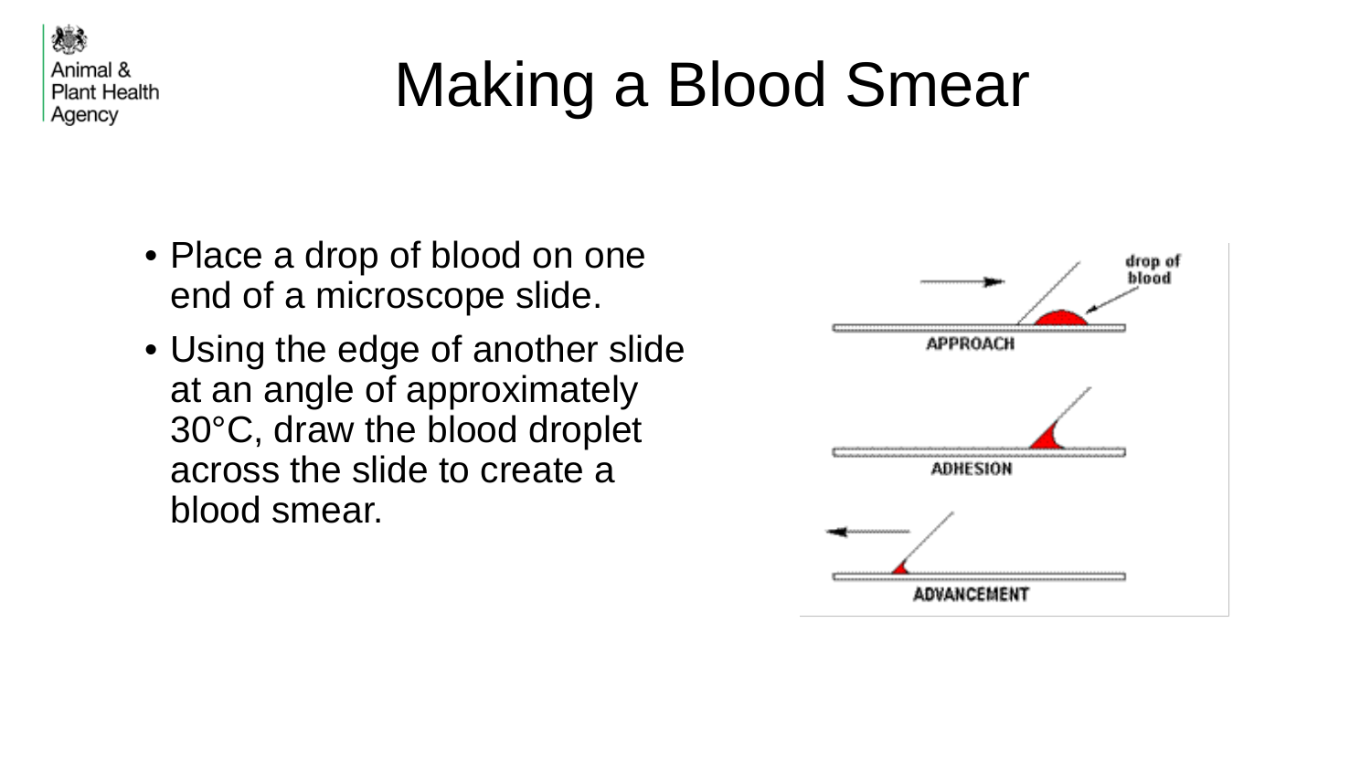# Making a Blood Smear

- Place a drop of blood on one end of a microscope slide.
- Using the edge of another slide at an angle of approximately 30°C, draw the blood droplet across the slide to create a blood smear.

drop of blood

APPROACH

ADHESION

ADVANCEMENT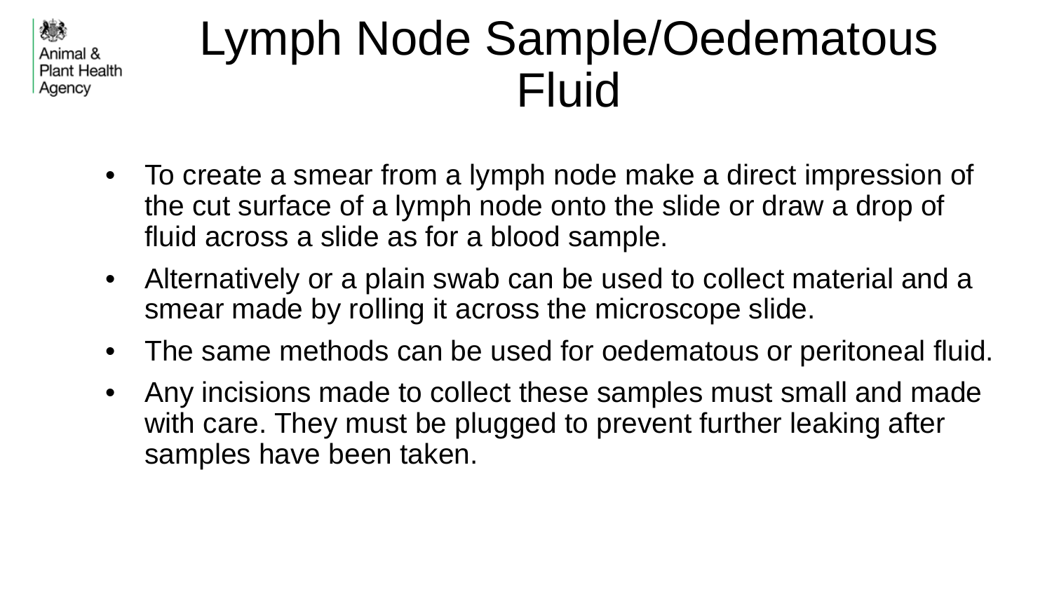# Lymph Node Sample/Oedematous Fluid

- To create a smear from a lymph node make a direct impression of the cut surface of a lymph node onto the slide or draw a drop of fluid across a slide as for a blood sample.
- Alternatively or a plain swab can be used to collect material and a smear made by rolling it across the microscope slide.
- The same methods can be used for oedematous or peritoneal fluid.
- Any incisions made to collect these samples must small and made with care. They must be plugged to prevent further leaking after samples have been taken.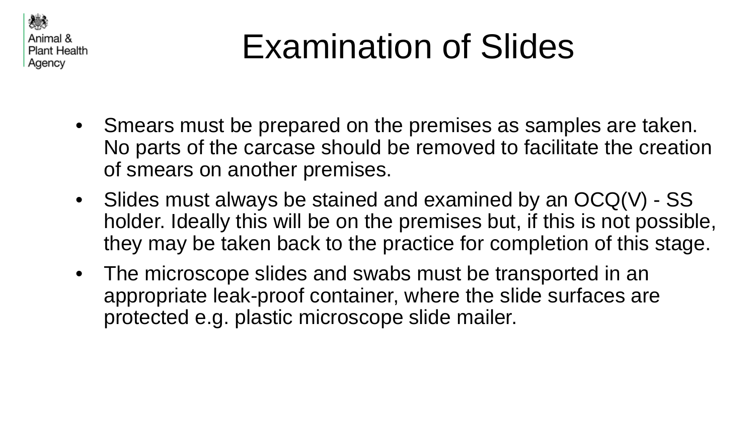# Examination of Slides

- Smears must be prepared on the premises as samples are taken. No parts of the carcase should be removed to facilitate the creation of smears on another premises.
- Slides must always be stained and examined by an OCQ(V) - SS holder. Ideally this will be on the premises but, if this is not possible, they may be taken back to the practice for completion of this stage.
- The microscope slides and swabs must be transported in an appropriate leak-proof container, where the slide surfaces are protected e.g. plastic microscope slide mailer.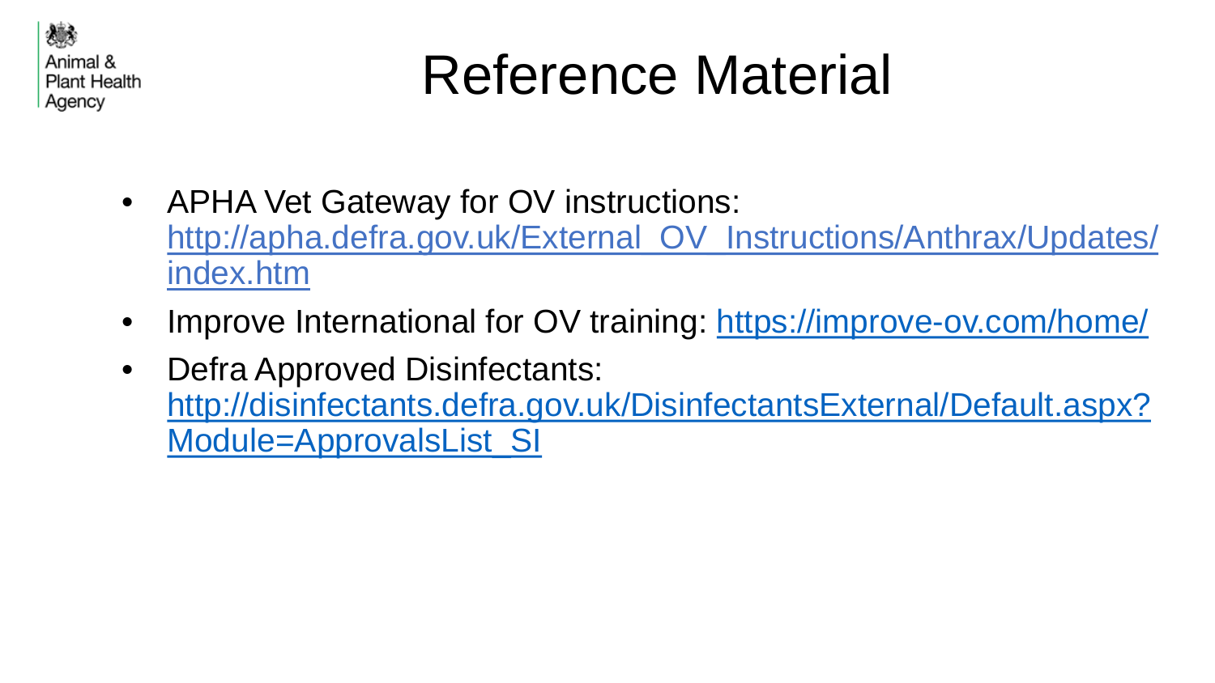Animal & Plant Health Agency

# Reference Material

- APHA Vet Gateway for OV instructions: http://apha.defra.gov.uk/External_OV_Instructions/Anthrax/Updates/index.htm
- Improve International for OV training: https://improve-ov.com/home/
- Defra Approved Disinfectants: http://disinfectants.defra.gov.uk/DisinfectantsExternal/Default.aspx?Module=ApprovalsList_SI